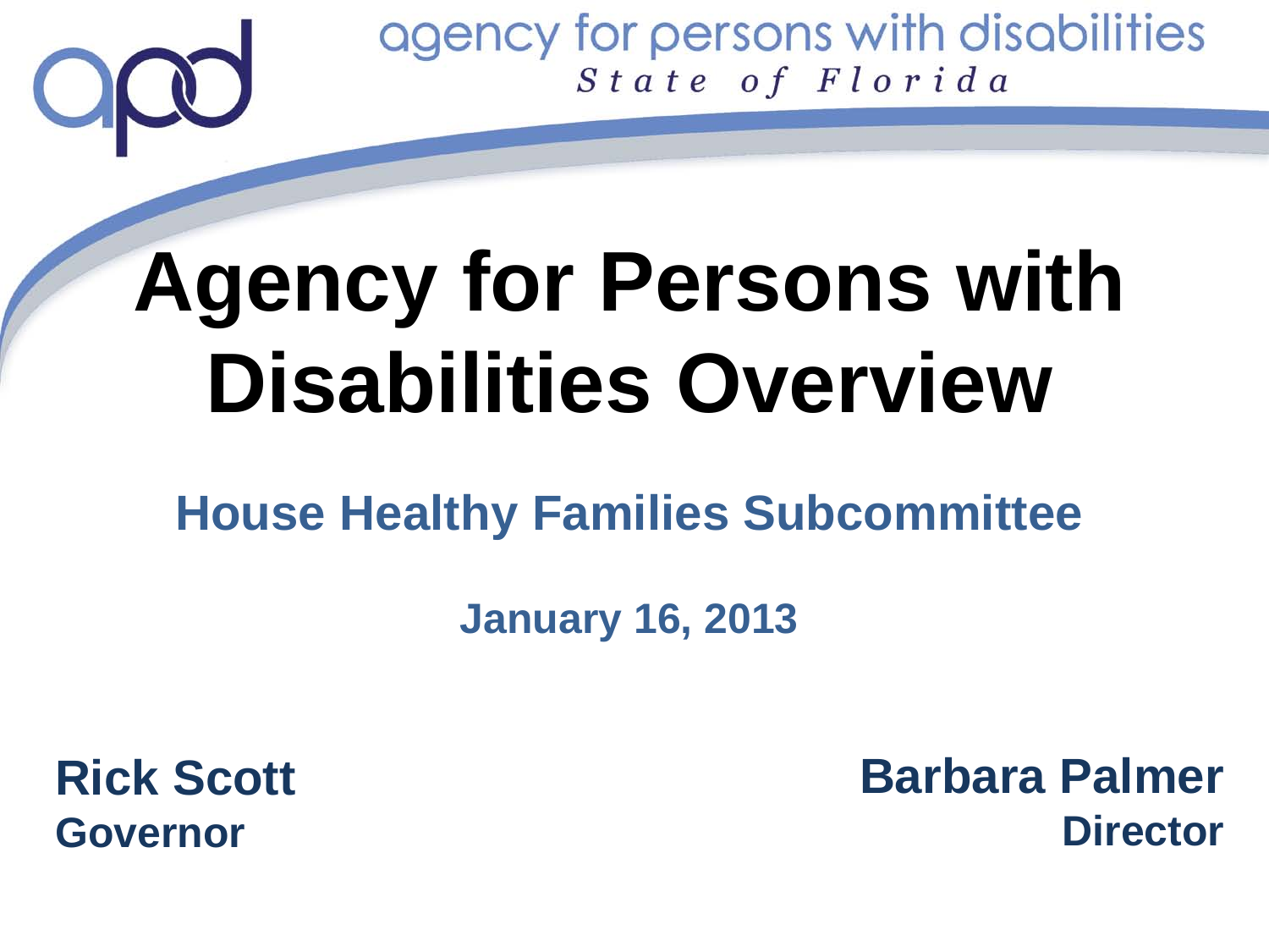agency for persons with disabilities
*State of Florida*

# Agency for Persons with Disabilities Overview

## House Healthy Families Subcommittee

**January 16, 2013**

**Rick Scott**
**Governor**

**Barbara Palmer**
**Director**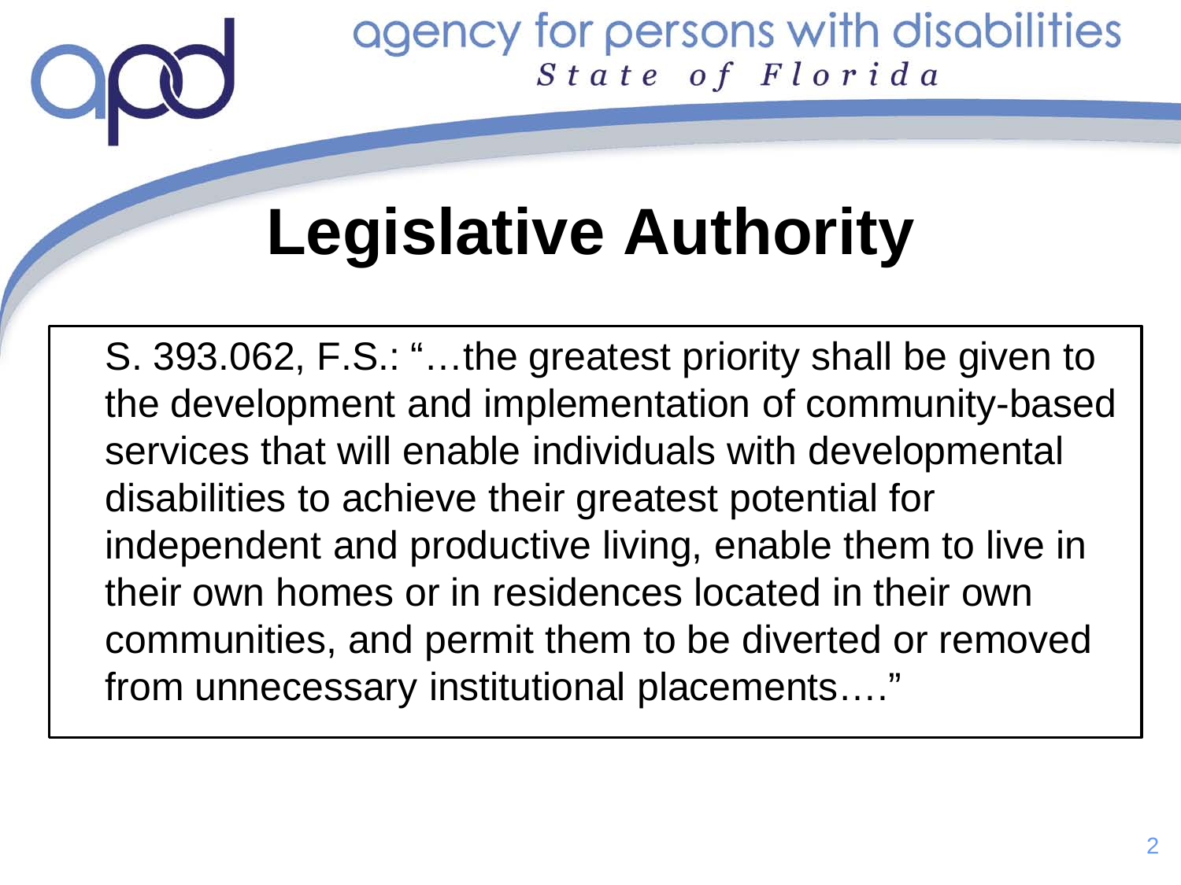# Legislative Authority

S. 393.062, F.S.: "…the greatest priority shall be given to the development and implementation of community-based services that will enable individuals with developmental disabilities to achieve their greatest potential for independent and productive living, enable them to live in their own homes or in residences located in their own communities, and permit them to be diverted or removed from unnecessary institutional placements…."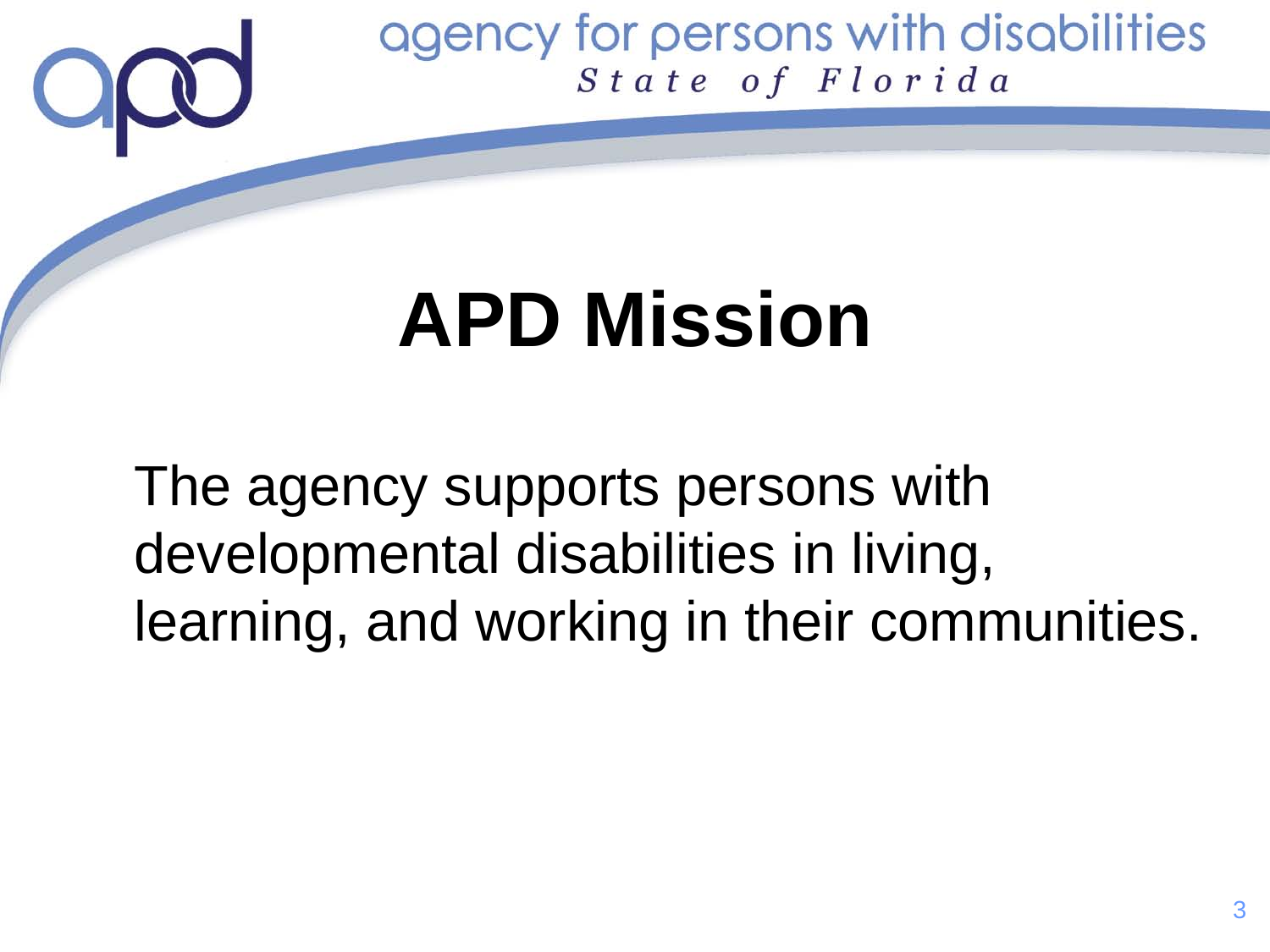# APD Mission

The agency supports persons with developmental disabilities in living, learning, and working in their communities.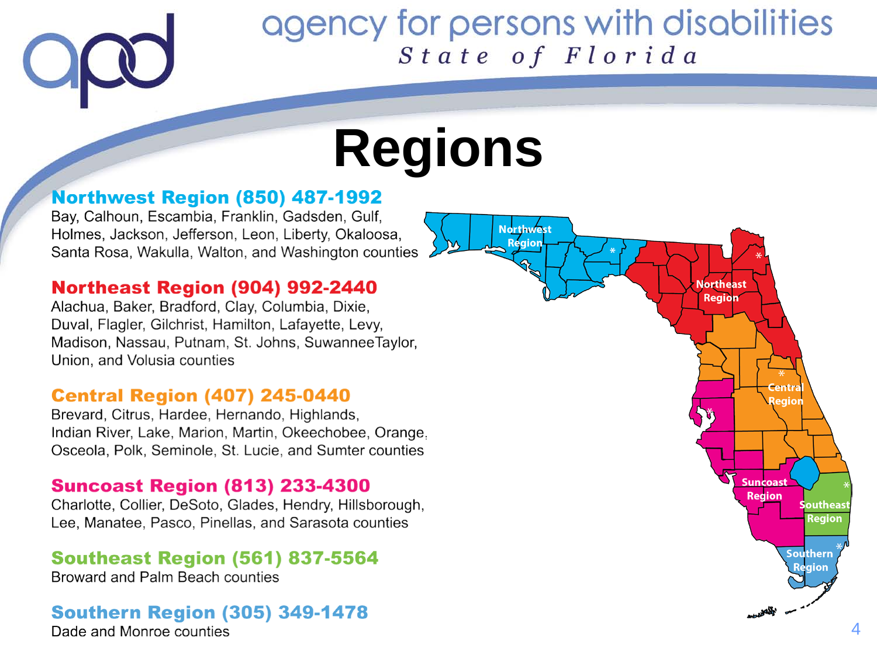agency for persons with disabilities
*State of Florida*

# Regions

**Northwest Region (850) 487-1992**
Bay, Calhoun, Escambia, Franklin, Gadsden, Gulf, Holmes, Jackson, Jefferson, Leon, Liberty, Okaloosa, Santa Rosa, Wakulla, Walton, and Washington counties

**Northeast Region (904) 992-2440**
Alachua, Baker, Bradford, Clay, Columbia, Dixie, Duval, Flagler, Gilchrist, Hamilton, Lafayette, Levy, Madison, Nassau, Putnam, St. Johns, SuwanneeTaylor, Union, and Volusia counties

**Central Region (407) 245-0440**
Brevard, Citrus, Hardee, Hernando, Highlands, Indian River, Lake, Marion, Martin, Okeechobee, Orange, Osceola, Polk, Seminole, St. Lucie, and Sumter counties

**Suncoast Region (813) 233-4300**
Charlotte, Collier, DeSoto, Glades, Hendry, Hillsborough, Lee, Manatee, Pasco, Pinellas, and Sarasota counties

**Southeast Region (561) 837-5564**
Broward and Palm Beach counties

**Southern Region (305) 349-1478**
Dade and Monroe counties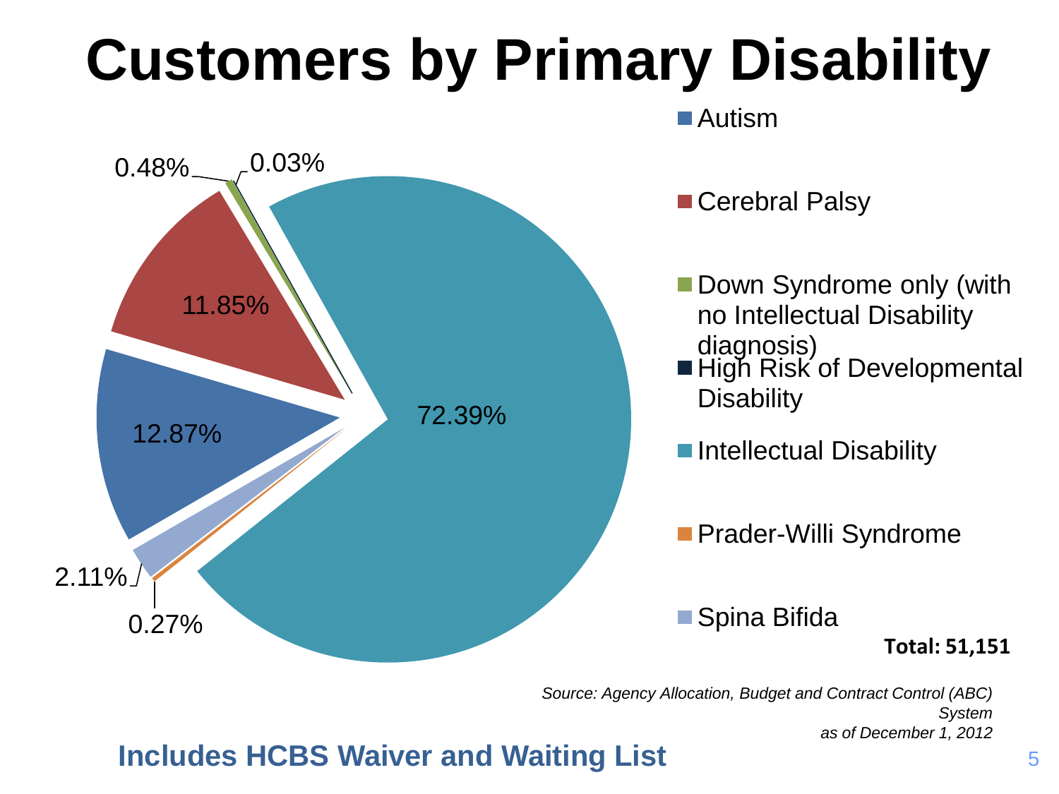# Customers by Primary Disability

| Primary Disability | Percentage |
|---|---|
| Autism | 12.87% |
| Cerebral Palsy | 11.85% |
| Down Syndrome only (with no Intellectual Disability diagnosis) | 0.48% |
| High Risk of Developmental Disability | 0.03% |
| Intellectual Disability | 72.39% |
| Prader-Willi Syndrome | 0.27% |
| Spina Bifida | 2.11% |

**Total: 51,151**

*Source: Agency Allocation, Budget and Contract Control (ABC) System as of December 1, 2012*

**Includes HCBS Waiver and Waiting List**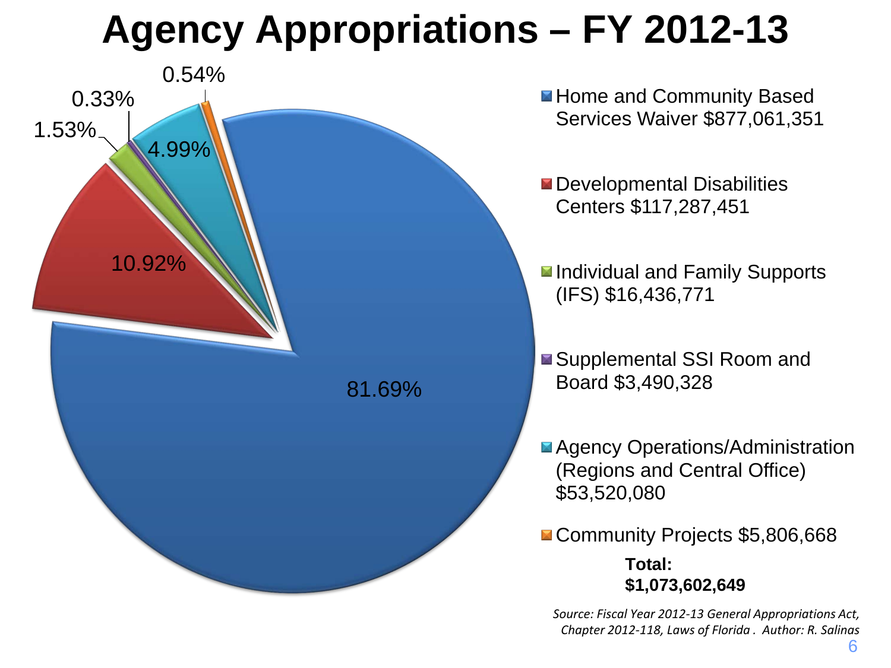# Agency Appropriations – FY 2012-13

| Category | Amount | Percentage |
| --- | --- | --- |
| Home and Community Based Services Waiver | $877,061,351 | 81.69% |
| Developmental Disabilities Centers | $117,287,451 | 10.92% |
| Individual and Family Supports (IFS) | $16,436,771 | 1.53% |
| Supplemental SSI Room and Board | $3,490,328 | 0.33% |
| Agency Operations/Administration (Regions and Central Office) | $53,520,080 | 4.99% |
| Community Projects | $5,806,668 | 0.54% |

**Total: $1,073,602,649**

*Source: Fiscal Year 2012-13 General Appropriations Act, Chapter 2012-118, Laws of Florida . Author: R. Salinas*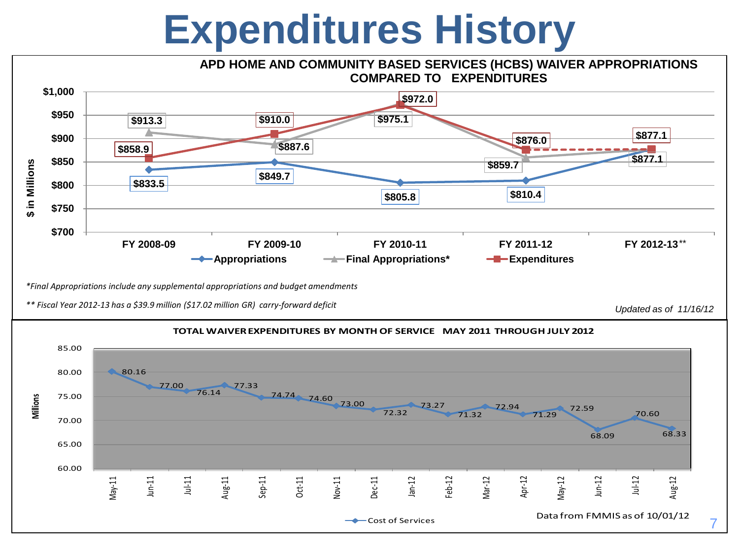# Expenditures History

**APD HOME AND COMMUNITY BASED SERVICES (HCBS) WAIVER APPROPRIATIONS COMPARED TO EXPENDITURES**

($ in Millions)

| | FY 2008-09 | FY 2009-10 | FY 2010-11 | FY 2011-12 | FY 2012-13** |
|---|---|---|---|---|---|
| Appropriations | $833.5 | $849.7 | $805.8 | $810.4 | $877.1 |
| Final Appropriations* | $913.3 | $887.6 | $975.1 | $859.7 | $877.1 |
| Expenditures | $858.9 | $910.0 | $972.0 | $876.0 | $877.1 |

*\*Final Appropriations include any supplemental appropriations and budget amendments*

*\*\* Fiscal Year 2012-13 has a $39.9 million ($17.02 million GR) carry-forward deficit*

*Updated as of 11/16/12*

**TOTAL WAIVER EXPENDITURES BY MONTH OF SERVICE MAY 2011 THROUGH JULY 2012**

Cost of Services (Millions)

| Month | Cost of Services |
|---|---|
| May-11 | 80.16 |
| Jun-11 | 77.00 |
| Jul-11 | 76.14 |
| Aug-11 | 77.33 |
| Sep-11 | 74.74 |
| Oct-11 | 74.60 |
| Nov-11 | 73.00 |
| Dec-11 | 72.32 |
| Jan-12 | 73.27 |
| Feb-12 | 71.32 |
| Mar-12 | 72.94 |
| Apr-12 | 71.29 |
| May-12 | 72.59 |
| Jun-12 | 68.09 |
| Jul-12 | 70.60 |
| Aug-12 | 68.33 |

Data from FMMIS as of 10/01/12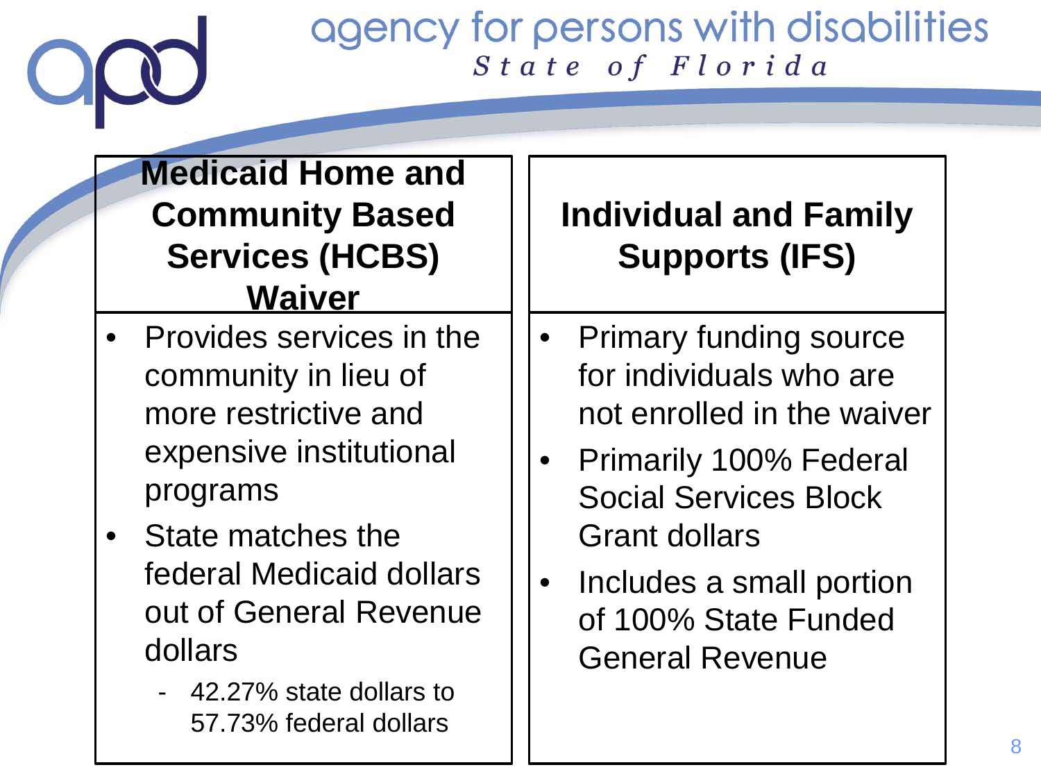## Medicaid Home and Community Based Services (HCBS) Waiver

- Provides services in the community in lieu of more restrictive and expensive institutional programs
- State matches the federal Medicaid dollars out of General Revenue dollars
  - 42.27% state dollars to 57.73% federal dollars

## Individual and Family Supports (IFS)

- Primary funding source for individuals who are not enrolled in the waiver
- Primarily 100% Federal Social Services Block Grant dollars
- Includes a small portion of 100% State Funded General Revenue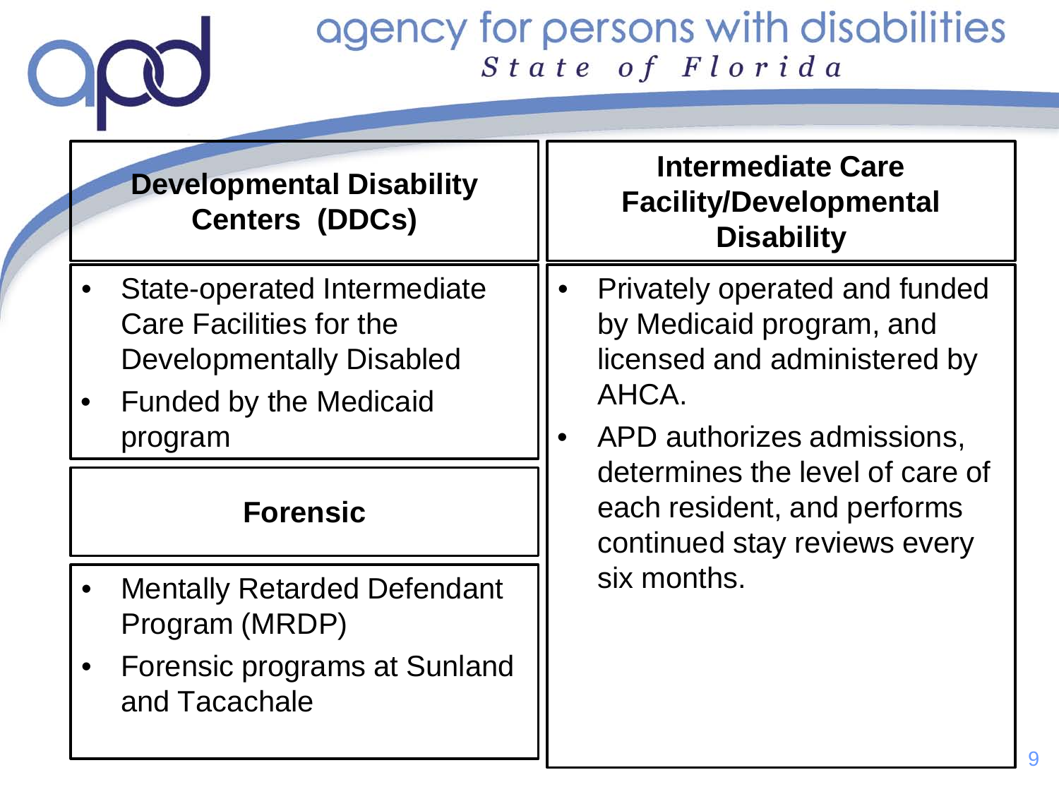## Developmental Disability Centers (DDCs)

- State-operated Intermediate Care Facilities for the Developmentally Disabled
- Funded by the Medicaid program

## Forensic

- Mentally Retarded Defendant Program (MRDP)
- Forensic programs at Sunland and Tacachale

## Intermediate Care Facility/Developmental Disability

- Privately operated and funded by Medicaid program, and licensed and administered by AHCA.
- APD authorizes admissions, determines the level of care of each resident, and performs continued stay reviews every six months.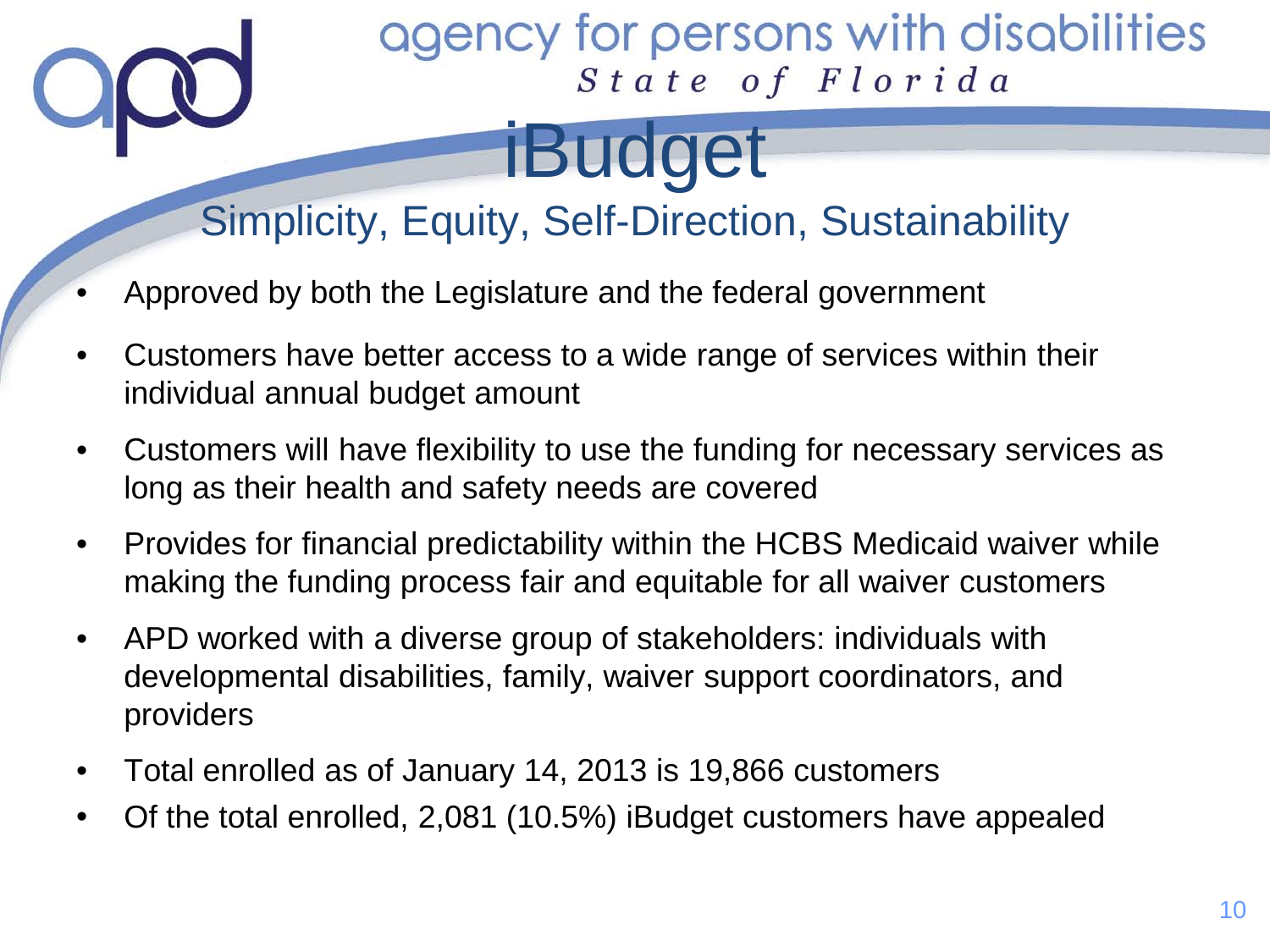agency for persons with disabilities
*State of Florida*

# iBudget

## Simplicity, Equity, Self-Direction, Sustainability

- Approved by both the Legislature and the federal government
- Customers have better access to a wide range of services within their individual annual budget amount
- Customers will have flexibility to use the funding for necessary services as long as their health and safety needs are covered
- Provides for financial predictability within the HCBS Medicaid waiver while making the funding process fair and equitable for all waiver customers
- APD worked with a diverse group of stakeholders: individuals with developmental disabilities, family, waiver support coordinators, and providers
- Total enrolled as of January 14, 2013 is 19,866 customers
- Of the total enrolled, 2,081 (10.5%) iBudget customers have appealed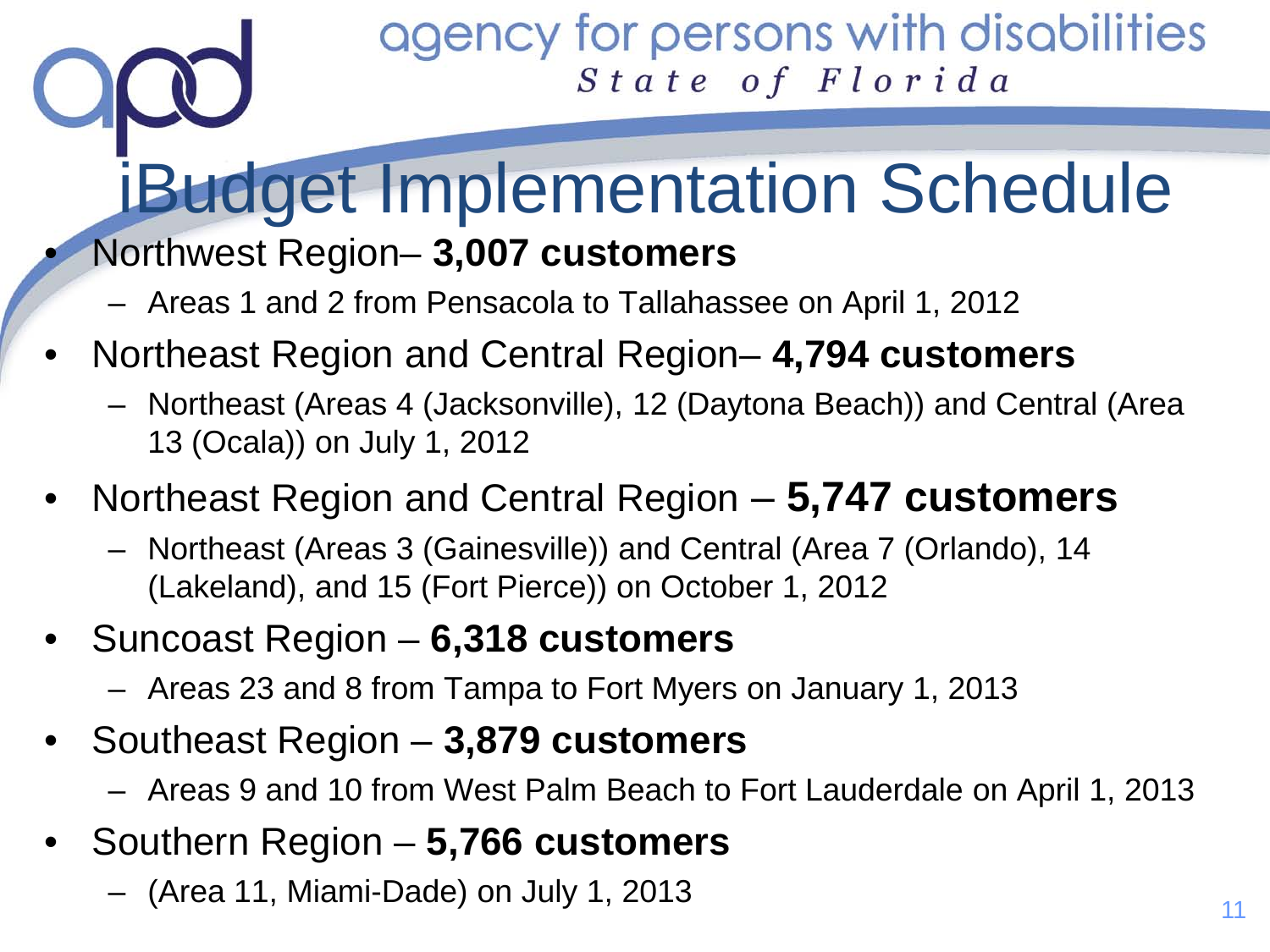# iBudget Implementation Schedule

- Northwest Region– **3,007 customers**
  - Areas 1 and 2 from Pensacola to Tallahassee on April 1, 2012
- Northeast Region and Central Region– **4,794 customers**
  - Northeast (Areas 4 (Jacksonville), 12 (Daytona Beach)) and Central (Area 13 (Ocala)) on July 1, 2012
- Northeast Region and Central Region – **5,747 customers**
  - Northeast (Areas 3 (Gainesville)) and Central (Area 7 (Orlando), 14 (Lakeland), and 15 (Fort Pierce)) on October 1, 2012
- Suncoast Region – **6,318 customers**
  - Areas 23 and 8 from Tampa to Fort Myers on January 1, 2013
- Southeast Region – **3,879 customers**
  - Areas 9 and 10 from West Palm Beach to Fort Lauderdale on April 1, 2013
- Southern Region – **5,766 customers**
  - (Area 11, Miami-Dade) on July 1, 2013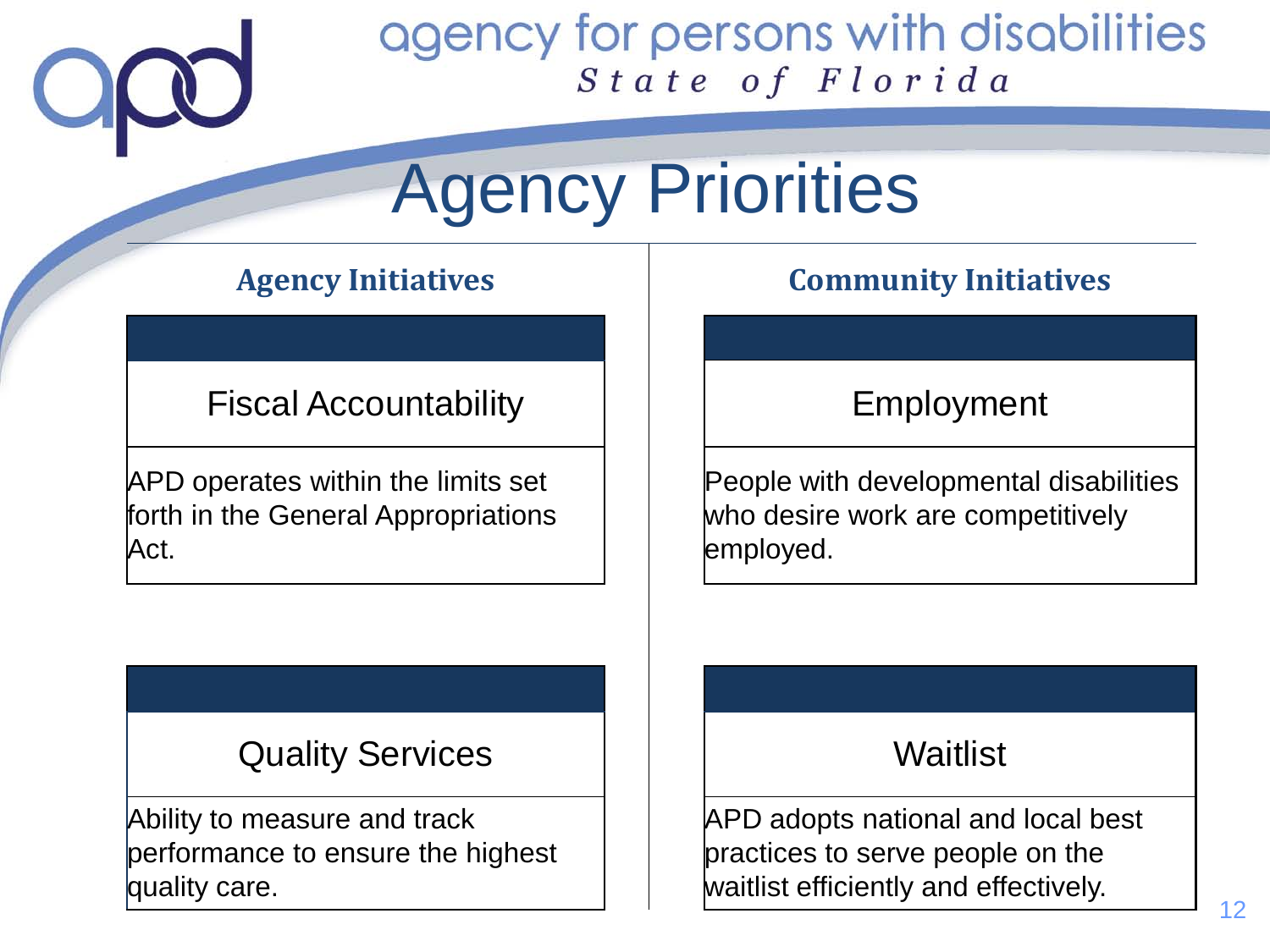agency for persons with disabilities

*State of Florida*

# Agency Priorities

## Agency Initiatives

### Fiscal Accountability

APD operates within the limits set forth in the General Appropriations Act.

### Quality Services

Ability to measure and track performance to ensure the highest quality care.

## Community Initiatives

### Employment

People with developmental disabilities who desire work are competitively employed.

### Waitlist

APD adopts national and local best practices to serve people on the waitlist efficiently and effectively.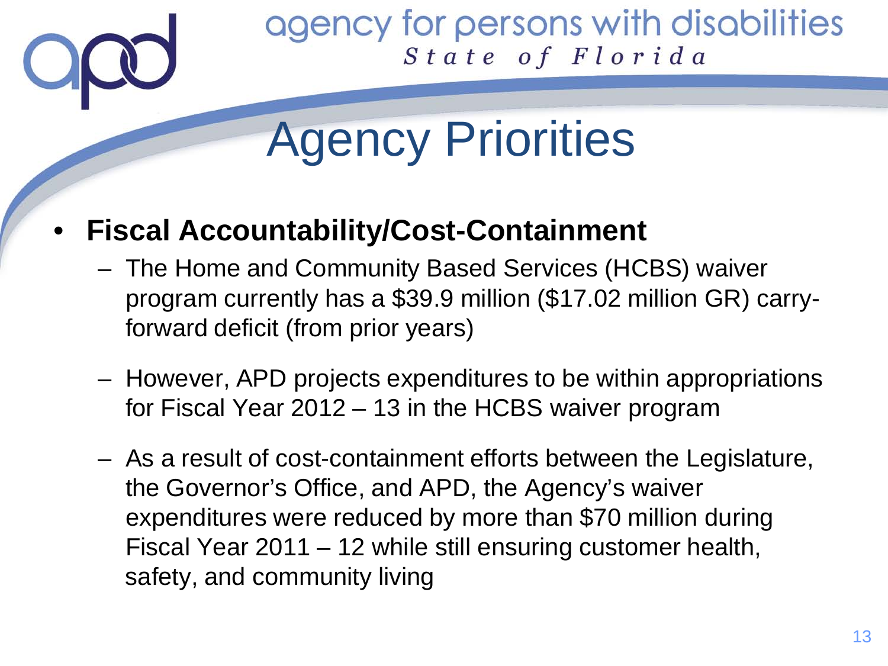# Agency Priorities

- **Fiscal Accountability/Cost-Containment**
  - The Home and Community Based Services (HCBS) waiver program currently has a $39.9 million ($17.02 million GR) carry-forward deficit (from prior years)
  - However, APD projects expenditures to be within appropriations for Fiscal Year 2012 – 13 in the HCBS waiver program
  - As a result of cost-containment efforts between the Legislature, the Governor's Office, and APD, the Agency's waiver expenditures were reduced by more than $70 million during Fiscal Year 2011 – 12 while still ensuring customer health, safety, and community living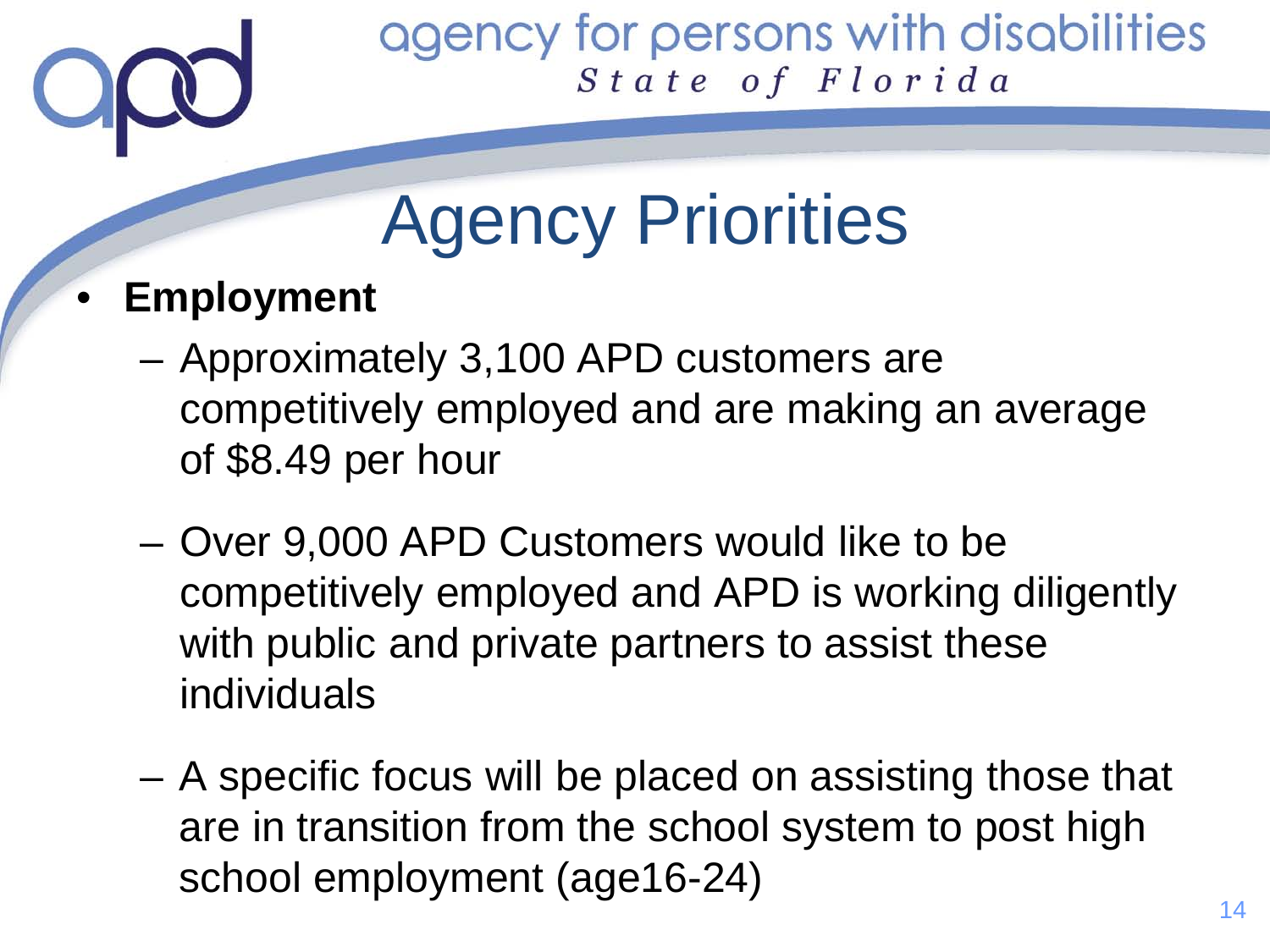# Agency Priorities

- **Employment**
  - Approximately 3,100 APD customers are competitively employed and are making an average of $8.49 per hour
  - Over 9,000 APD Customers would like to be competitively employed and APD is working diligently with public and private partners to assist these individuals
  - A specific focus will be placed on assisting those that are in transition from the school system to post high school employment (age16-24)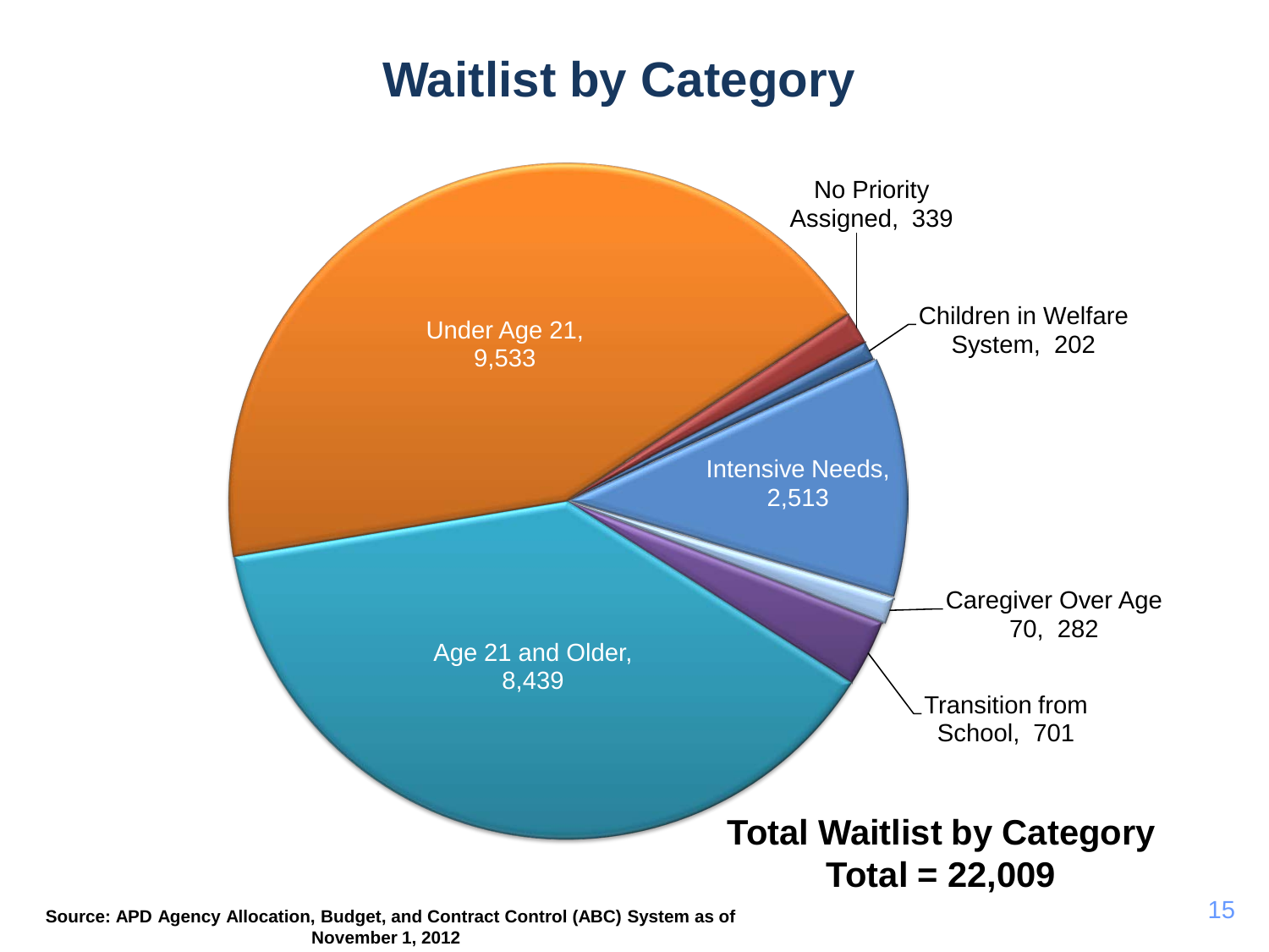# Waitlist by Category

Under Age 21, 9,533

No Priority Assigned, 339

Children in Welfare System, 202

Intensive Needs, 2,513

Caregiver Over Age 70, 282

Transition from School, 701

Age 21 and Older, 8,439

**Total Waitlist by Category**
**Total = 22,009**

**Source: APD Agency Allocation, Budget, and Contract Control (ABC) System as of November 1, 2012**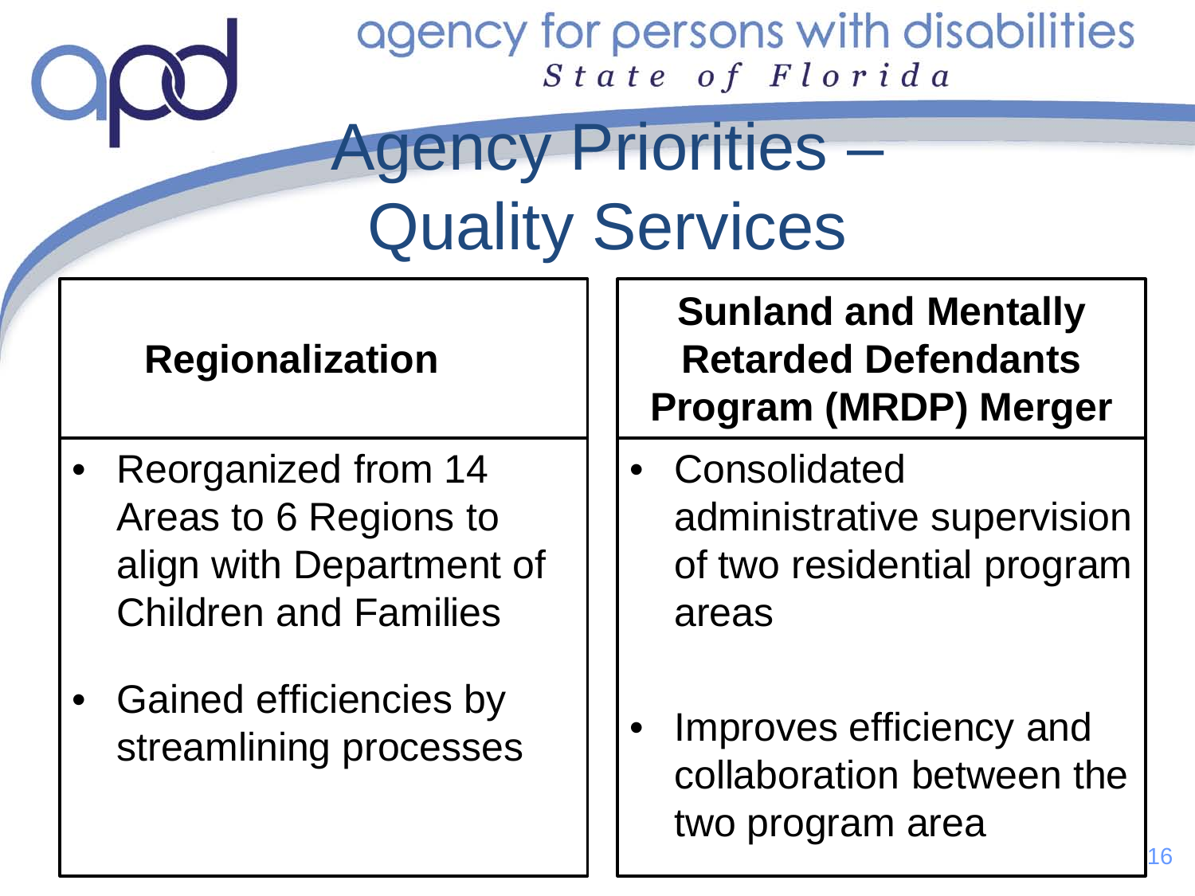agency for persons with disabilities
*State of Florida*

# Agency Priorities – Quality Services

## Regionalization

- Reorganized from 14 Areas to 6 Regions to align with Department of Children and Families
- Gained efficiencies by streamlining processes

## Sunland and Mentally Retarded Defendants Program (MRDP) Merger

- Consolidated administrative supervision of two residential program areas
- Improves efficiency and collaboration between the two program area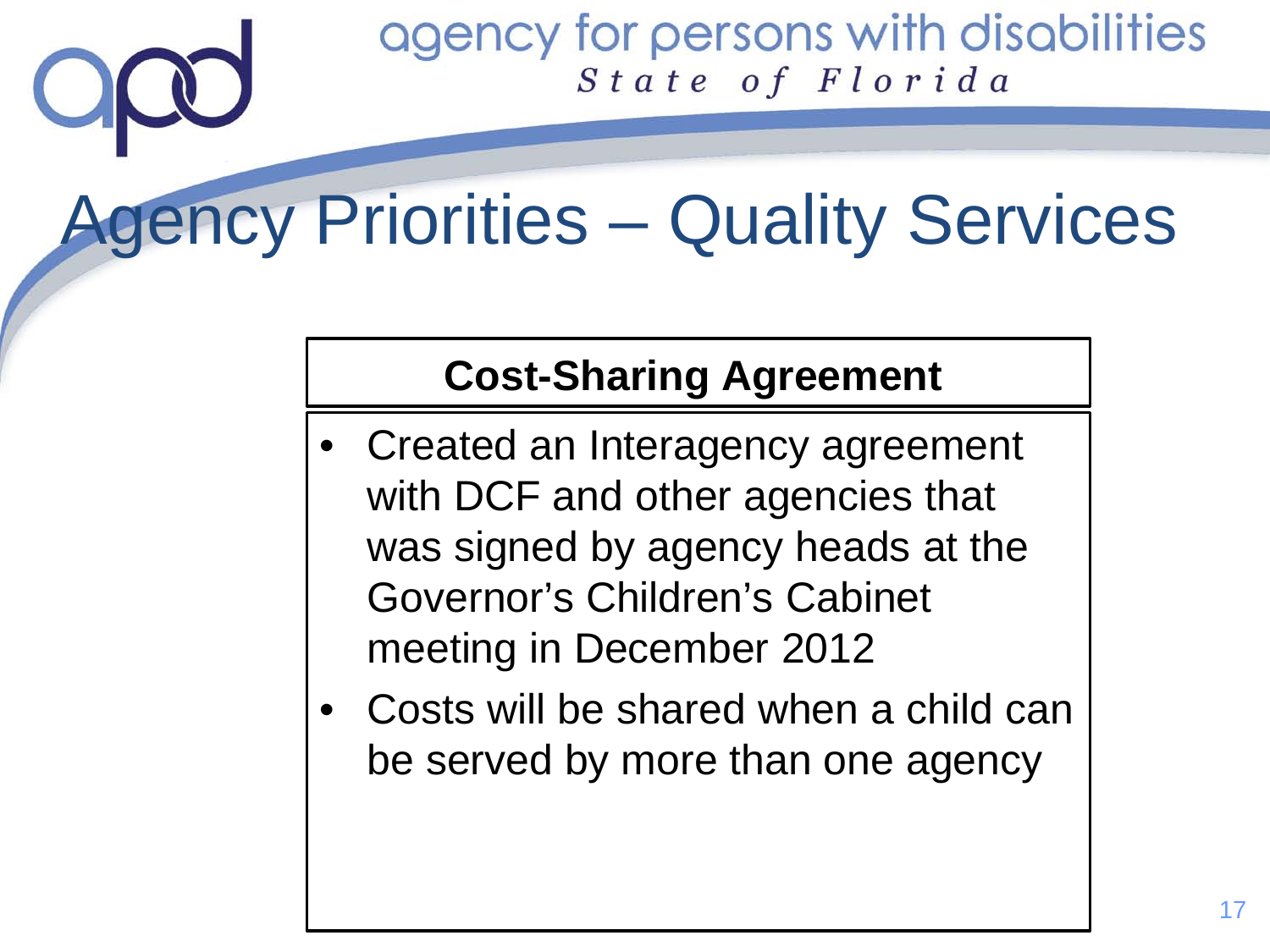agency for persons with disabilities
*State of Florida*

# Agency Priorities – Quality Services

**Cost-Sharing Agreement**

- Created an Interagency agreement with DCF and other agencies that was signed by agency heads at the Governor's Children's Cabinet meeting in December 2012
- Costs will be shared when a child can be served by more than one agency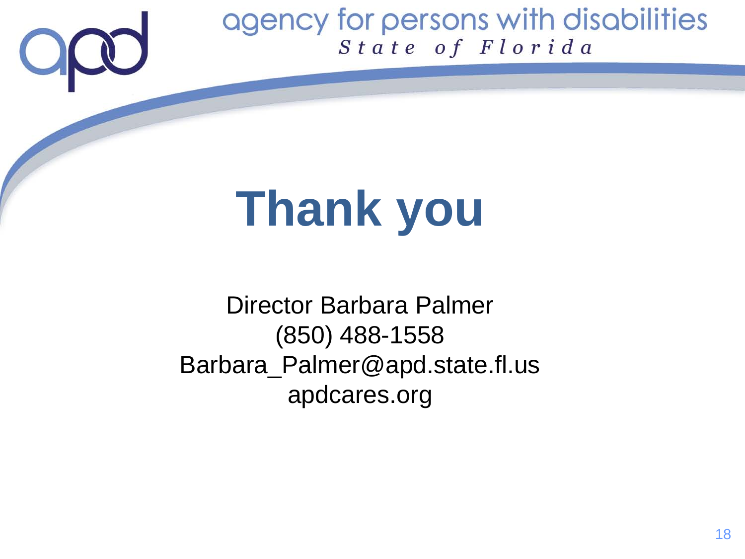agency for persons with disabilities
*State of Florida*

# Thank you

Director Barbara Palmer
(850) 488-1558
Barbara_Palmer@apd.state.fl.us
apdcares.org